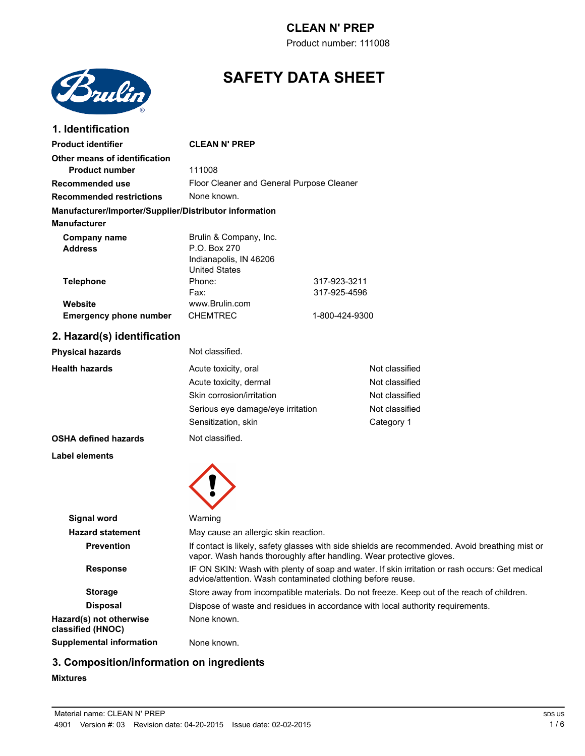# CLEAN N' PREP

Product number: 111008

# SAFETY DATA SHEET

## 1. Identification

| | | |
|---|---|---|
| **Product identifier** | **CLEAN N' PREP** | |
| **Other means of identification** | | |
| **Product number** | 111008 | |
| **Recommended use** | Floor Cleaner and General Purpose Cleaner | |
| **Recommended restrictions** | None known. | |

**Manufacturer/Importer/Supplier/Distributor information**

**Manufacturer**

| | | |
|---|---|---|
| **Company name** | Brulin & Company, Inc. | |
| **Address** | P.O. Box 270<br>Indianapolis, IN 46206<br>United States | |
| **Telephone** | Phone: | 317-923-3211 |
| | Fax: | 317-925-4596 |
| **Website** | www.Brulin.com | |
| **Emergency phone number** | CHEMTREC | 1-800-424-9300 |

## 2. Hazard(s) identification

| | | |
|---|---|---|
| **Physical hazards** | Not classified. | |
| **Health hazards** | Acute toxicity, oral | Not classified |
| | Acute toxicity, dermal | Not classified |
| | Skin corrosion/irritation | Not classified |
| | Serious eye damage/eye irritation | Not classified |
| | Sensitization, skin | Category 1 |
| **OSHA defined hazards** | Not classified. | |

**Label elements**

| | |
|---|---|
| **Signal word** | Warning |
| **Hazard statement** | May cause an allergic skin reaction. |
| **Prevention** | If contact is likely, safety glasses with side shields are recommended. Avoid breathing mist or vapor. Wash hands thoroughly after handling. Wear protective gloves. |
| **Response** | IF ON SKIN: Wash with plenty of soap and water. If skin irritation or rash occurs: Get medical advice/attention. Wash contaminated clothing before reuse. |
| **Storage** | Store away from incompatible materials. Do not freeze. Keep out of the reach of children. |
| **Disposal** | Dispose of waste and residues in accordance with local authority requirements. |
| **Hazard(s) not otherwise classified (HNOC)** | None known. |
| **Supplemental information** | None known. |

## 3. Composition/information on ingredients

**Mixtures**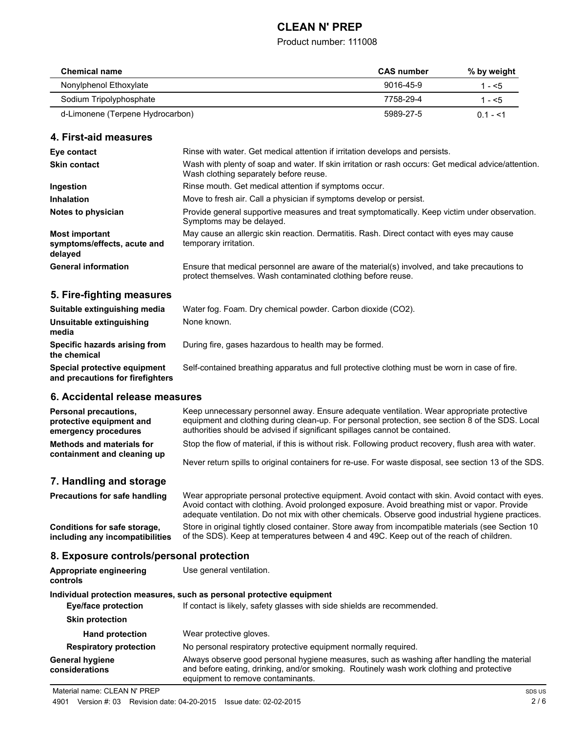| Chemical name | CAS number | % by weight |
| --- | --- | --- |
| Nonylphenol Ethoxylate | 9016-45-9 | 1 - <5 |
| Sodium Tripolyphosphate | 7758-29-4 | 1 - <5 |
| d-Limonene (Terpene Hydrocarbon) | 5989-27-5 | 0.1 - <1 |

## 4. First-aid measures

**Eye contact**
Rinse with water. Get medical attention if irritation develops and persists.

**Skin contact**
Wash with plenty of soap and water. If skin irritation or rash occurs: Get medical advice/attention. Wash clothing separately before reuse.

**Ingestion**
Rinse mouth. Get medical attention if symptoms occur.

**Inhalation**
Move to fresh air. Call a physician if symptoms develop or persist.

**Notes to physician**
Provide general supportive measures and treat symptomatically. Keep victim under observation. Symptoms may be delayed.

**Most important symptoms/effects, acute and delayed**
May cause an allergic skin reaction. Dermatitis. Rash. Direct contact with eyes may cause temporary irritation.

**General information**
Ensure that medical personnel are aware of the material(s) involved, and take precautions to protect themselves. Wash contaminated clothing before reuse.

## 5. Fire-fighting measures

**Suitable extinguishing media**
Water fog. Foam. Dry chemical powder. Carbon dioxide ($CO_2$).

**Unsuitable extinguishing media**
None known.

**Specific hazards arising from the chemical**
During fire, gases hazardous to health may be formed.

**Special protective equipment and precautions for firefighters**
Self-contained breathing apparatus and full protective clothing must be worn in case of fire.

## 6. Accidental release measures

**Personal precautions, protective equipment and emergency procedures**
Keep unnecessary personnel away. Ensure adequate ventilation. Wear appropriate protective equipment and clothing during clean-up. For personal protection, see section 8 of the SDS. Local authorities should be advised if significant spillages cannot be contained.

**Methods and materials for containment and cleaning up**
Stop the flow of material, if this is without risk. Following product recovery, flush area with water.

Never return spills to original containers for re-use. For waste disposal, see section 13 of the SDS.

## 7. Handling and storage

**Precautions for safe handling**
Wear appropriate personal protective equipment. Avoid contact with skin. Avoid contact with eyes. Avoid contact with clothing. Avoid prolonged exposure. Avoid breathing mist or vapor. Provide adequate ventilation. Do not mix with other chemicals. Observe good industrial hygiene practices.

**Conditions for safe storage, including any incompatibilities**
Store in original tightly closed container. Store away from incompatible materials (see Section 10 of the SDS). Keep at temperatures between 4 and 49C. Keep out of the reach of children.

## 8. Exposure controls/personal protection

**Appropriate engineering controls**
Use general ventilation.

**Individual protection measures, such as personal protective equipment**

**Eye/face protection**
If contact is likely, safety glasses with side shields are recommended.

**Skin protection**

**Hand protection**
Wear protective gloves.

**Respiratory protection**
No personal respiratory protective equipment normally required.

**General hygiene considerations**
Always observe good personal hygiene measures, such as washing after handling the material and before eating, drinking, and/or smoking. Routinely wash work clothing and protective equipment to remove contaminants.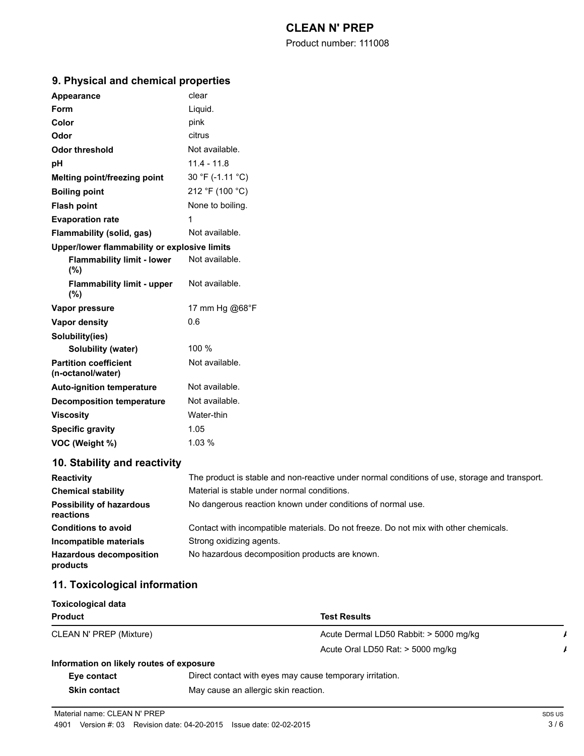## 9. Physical and chemical properties

| | |
|---|---|
| **Appearance** | clear |
| **Form** | Liquid. |
| **Color** | pink |
| **Odor** | citrus |
| **Odor threshold** | Not available. |
| **pH** | 11.4 - 11.8 |
| **Melting point/freezing point** | 30 °F (-1.11 °C) |
| **Boiling point** | 212 °F (100 °C) |
| **Flash point** | None to boiling. |
| **Evaporation rate** | 1 |
| **Flammability (solid, gas)** | Not available. |
| **Upper/lower flammability or explosive limits** | |
| **Flammability limit - lower (%)** | Not available. |
| **Flammability limit - upper (%)** | Not available. |
| **Vapor pressure** | 17 mm Hg @68°F |
| **Vapor density** | 0.6 |
| **Solubility(ies)** | |
| **Solubility (water)** | 100 % |
| **Partition coefficient (n-octanol/water)** | Not available. |
| **Auto-ignition temperature** | Not available. |
| **Decomposition temperature** | Not available. |
| **Viscosity** | Water-thin |
| **Specific gravity** | 1.05 |
| **VOC (Weight %)** | 1.03 % |

## 10. Stability and reactivity

| | |
|---|---|
| **Reactivity** | The product is stable and non-reactive under normal conditions of use, storage and transport. |
| **Chemical stability** | Material is stable under normal conditions. |
| **Possibility of hazardous reactions** | No dangerous reaction known under conditions of normal use. |
| **Conditions to avoid** | Contact with incompatible materials. Do not freeze. Do not mix with other chemicals. |
| **Incompatible materials** | Strong oxidizing agents. |
| **Hazardous decomposition products** | No hazardous decomposition products are known. |

## 11. Toxicological information

**Toxicological data**

| Product | Test Results |
|---|---|
| CLEAN N' PREP (Mixture) | Acute Dermal LD50 Rabbit: > 5000 mg/kg |
| | Acute Oral LD50 Rat: > 5000 mg/kg |

**Information on likely routes of exposure**

| | |
|---|---|
| **Eye contact** | Direct contact with eyes may cause temporary irritation. |
| **Skin contact** | May cause an allergic skin reaction. |

Material name: CLEAN N' PREP

4901 Version #: 03 Revision date: 04-20-2015 Issue date: 02-02-2015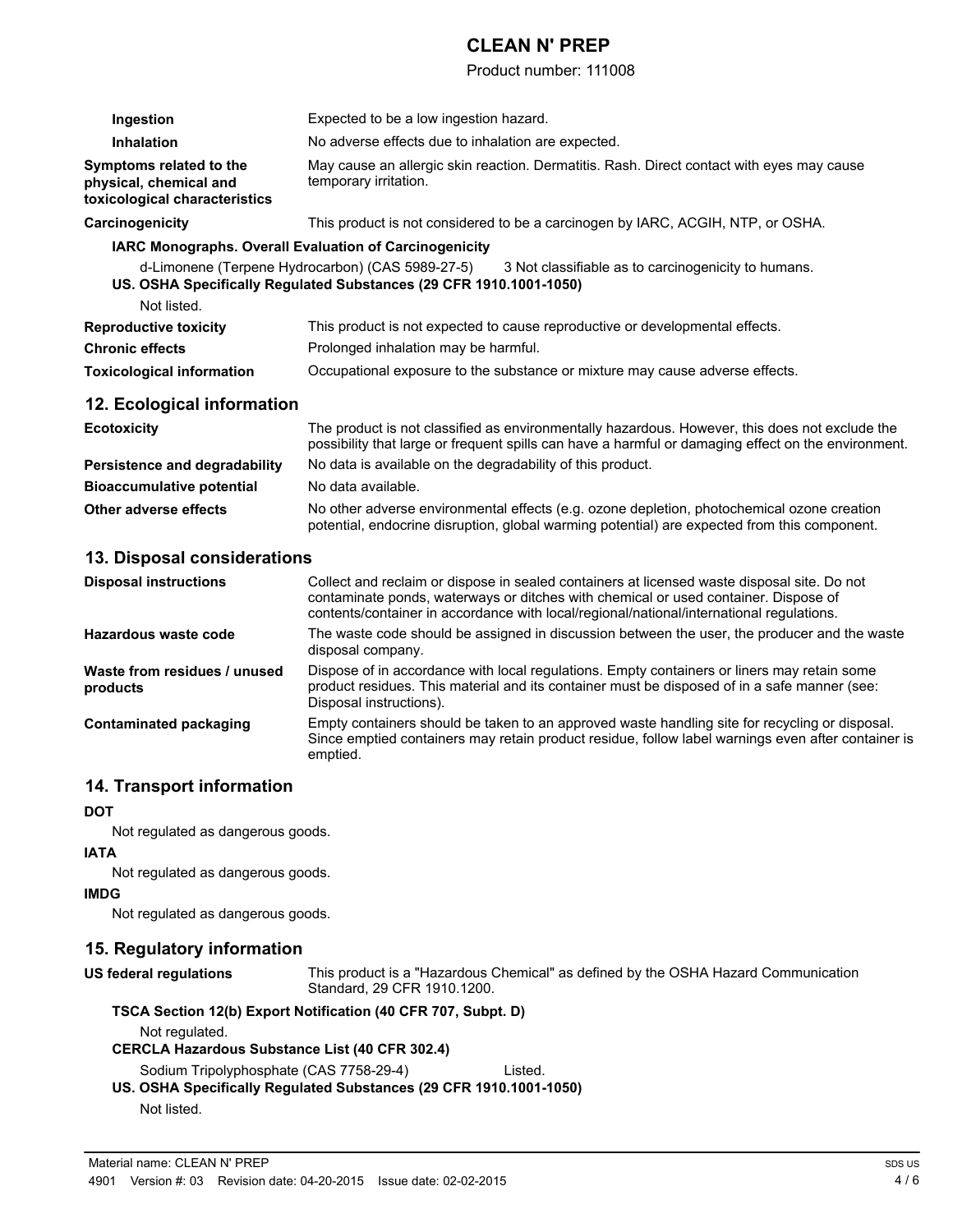| | |
|---|---|
| **Ingestion** | Expected to be a low ingestion hazard. |
| **Inhalation** | No adverse effects due to inhalation are expected. |
| **Symptoms related to the physical, chemical and toxicological characteristics** | May cause an allergic skin reaction. Dermatitis. Rash. Direct contact with eyes may cause temporary irritation. |
| **Carcinogenicity** | This product is not considered to be a carcinogen by IARC, ACGIH, NTP, or OSHA. |

**IARC Monographs. Overall Evaluation of Carcinogenicity**

| | |
|---|---|
| d-Limonene (Terpene Hydrocarbon) (CAS 5989-27-5) | 3 Not classifiable as to carcinogenicity to humans. |

**US. OSHA Specifically Regulated Substances (29 CFR 1910.1001-1050)**

Not listed.

| | |
|---|---|
| **Reproductive toxicity** | This product is not expected to cause reproductive or developmental effects. |
| **Chronic effects** | Prolonged inhalation may be harmful. |
| **Toxicological information** | Occupational exposure to the substance or mixture may cause adverse effects. |

## 12. Ecological information

| | |
|---|---|
| **Ecotoxicity** | The product is not classified as environmentally hazardous. However, this does not exclude the possibility that large or frequent spills can have a harmful or damaging effect on the environment. |
| **Persistence and degradability** | No data is available on the degradability of this product. |
| **Bioaccumulative potential** | No data available. |
| **Other adverse effects** | No other adverse environmental effects (e.g. ozone depletion, photochemical ozone creation potential, endocrine disruption, global warming potential) are expected from this component. |

## 13. Disposal considerations

| | |
|---|---|
| **Disposal instructions** | Collect and reclaim or dispose in sealed containers at licensed waste disposal site. Do not contaminate ponds, waterways or ditches with chemical or used container. Dispose of contents/container in accordance with local/regional/national/international regulations. |
| **Hazardous waste code** | The waste code should be assigned in discussion between the user, the producer and the waste disposal company. |
| **Waste from residues / unused products** | Dispose of in accordance with local regulations. Empty containers or liners may retain some product residues. This material and its container must be disposed of in a safe manner (see: Disposal instructions). |
| **Contaminated packaging** | Empty containers should be taken to an approved waste handling site for recycling or disposal. Since emptied containers may retain product residue, follow label warnings even after container is emptied. |

## 14. Transport information

**DOT**

Not regulated as dangerous goods.

**IATA**

Not regulated as dangerous goods.

**IMDG**

Not regulated as dangerous goods.

## 15. Regulatory information

| | |
|---|---|
| **US federal regulations** | This product is a "Hazardous Chemical" as defined by the OSHA Hazard Communication Standard, 29 CFR 1910.1200. |

**TSCA Section 12(b) Export Notification (40 CFR 707, Subpt. D)**

Not regulated.

**CERCLA Hazardous Substance List (40 CFR 302.4)**

| | |
|---|---|
| Sodium Tripolyphosphate (CAS 7758-29-4) | Listed. |

**US. OSHA Specifically Regulated Substances (29 CFR 1910.1001-1050)**

Not listed.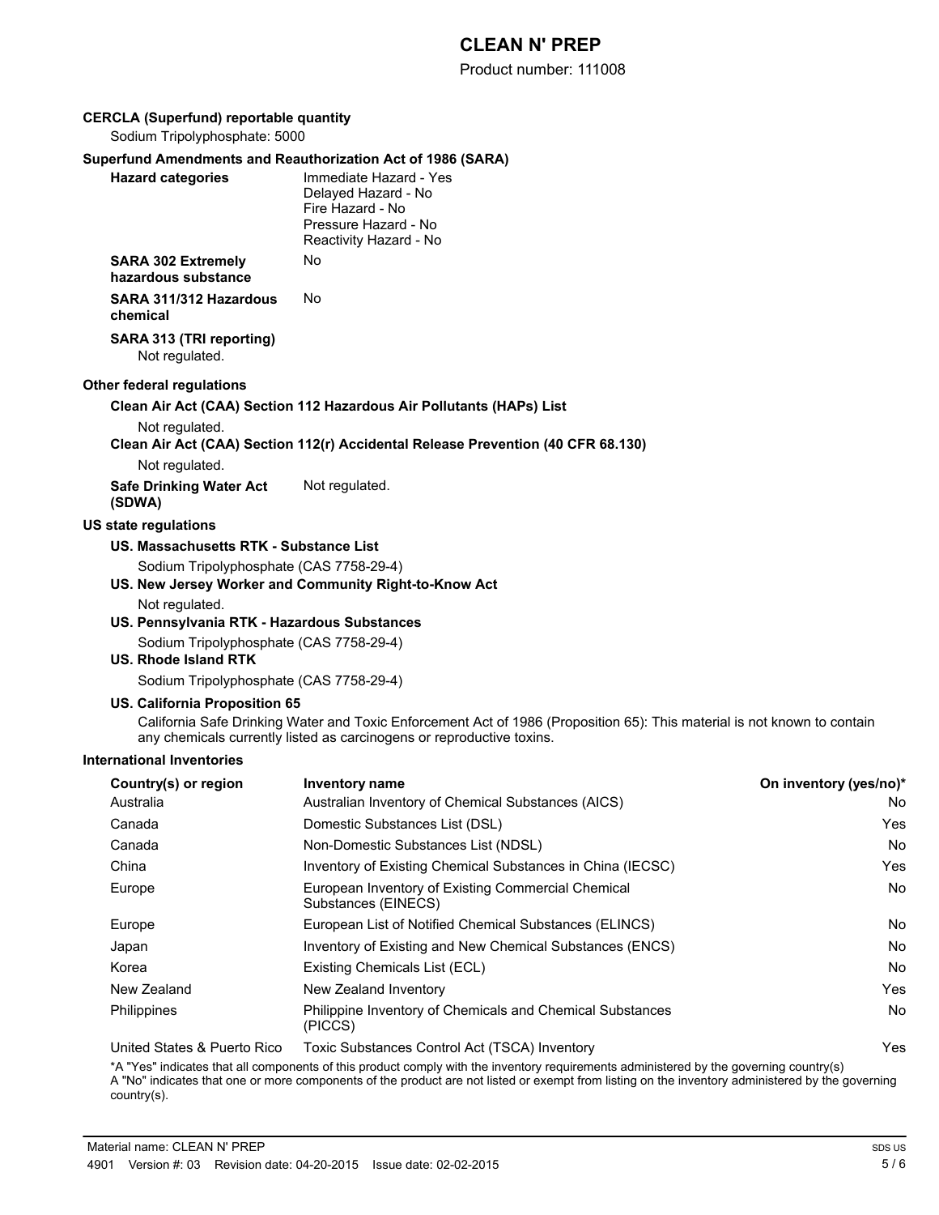**CERCLA (Superfund) reportable quantity**

Sodium Tripolyphosphate: 5000

**Superfund Amendments and Reauthorization Act of 1986 (SARA)**

**Hazard categories**
Immediate Hazard - Yes
Delayed Hazard - No
Fire Hazard - No
Pressure Hazard - No
Reactivity Hazard - No

**SARA 302 Extremely hazardous substance** No

**SARA 311/312 Hazardous chemical** No

**SARA 313 (TRI reporting)**

Not regulated.

**Other federal regulations**

**Clean Air Act (CAA) Section 112 Hazardous Air Pollutants (HAPs) List**

Not regulated.

**Clean Air Act (CAA) Section 112(r) Accidental Release Prevention (40 CFR 68.130)**

Not regulated.

**Safe Drinking Water Act (SDWA)** Not regulated.

**US state regulations**

**US. Massachusetts RTK - Substance List**

Sodium Tripolyphosphate (CAS 7758-29-4)

**US. New Jersey Worker and Community Right-to-Know Act**

Not regulated.

**US. Pennsylvania RTK - Hazardous Substances**

Sodium Tripolyphosphate (CAS 7758-29-4)

**US. Rhode Island RTK**

Sodium Tripolyphosphate (CAS 7758-29-4)

**US. California Proposition 65**

California Safe Drinking Water and Toxic Enforcement Act of 1986 (Proposition 65): This material is not known to contain any chemicals currently listed as carcinogens or reproductive toxins.

**International Inventories**

| Country(s) or region | Inventory name | On inventory (yes/no)* |
|---|---|---|
| Australia | Australian Inventory of Chemical Substances (AICS) | No |
| Canada | Domestic Substances List (DSL) | Yes |
| Canada | Non-Domestic Substances List (NDSL) | No |
| China | Inventory of Existing Chemical Substances in China (IECSC) | Yes |
| Europe | European Inventory of Existing Commercial Chemical Substances (EINECS) | No |
| Europe | European List of Notified Chemical Substances (ELINCS) | No |
| Japan | Inventory of Existing and New Chemical Substances (ENCS) | No |
| Korea | Existing Chemicals List (ECL) | No |
| New Zealand | New Zealand Inventory | Yes |
| Philippines | Philippine Inventory of Chemicals and Chemical Substances (PICCS) | No |
| United States & Puerto Rico | Toxic Substances Control Act (TSCA) Inventory | Yes |

*A "Yes" indicates that all components of this product comply with the inventory requirements administered by the governing country(s)
A "No" indicates that one or more components of the product are not listed or exempt from listing on the inventory administered by the governing country(s).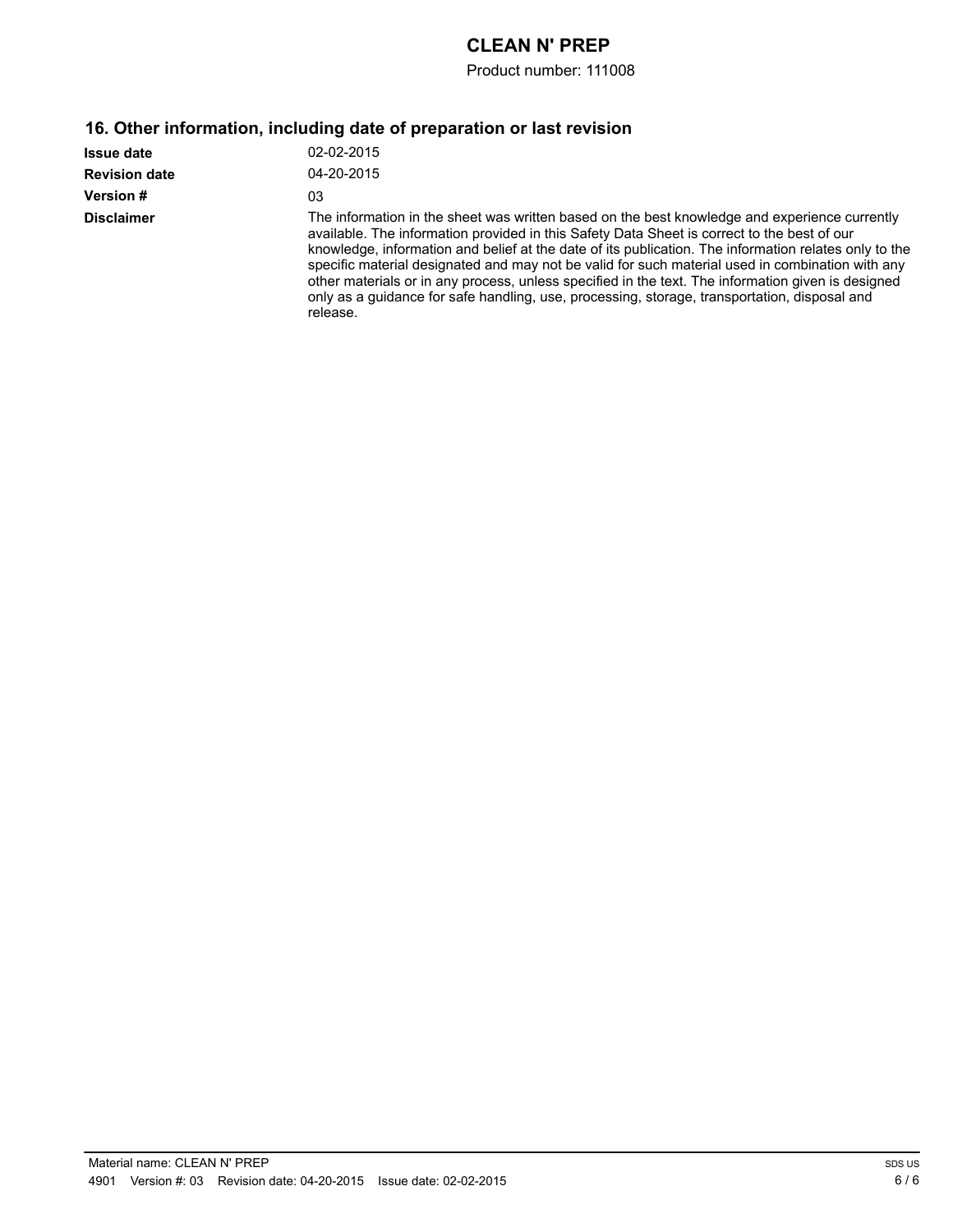## 16. Other information, including date of preparation or last revision

| | |
|---|---|
| **Issue date** | 02-02-2015 |
| **Revision date** | 04-20-2015 |
| **Version #** | 03 |
| **Disclaimer** | The information in the sheet was written based on the best knowledge and experience currently available. The information provided in this Safety Data Sheet is correct to the best of our knowledge, information and belief at the date of its publication. The information relates only to the specific material designated and may not be valid for such material used in combination with any other materials or in any process, unless specified in the text. The information given is designed only as a guidance for safe handling, use, processing, storage, transportation, disposal and release. |